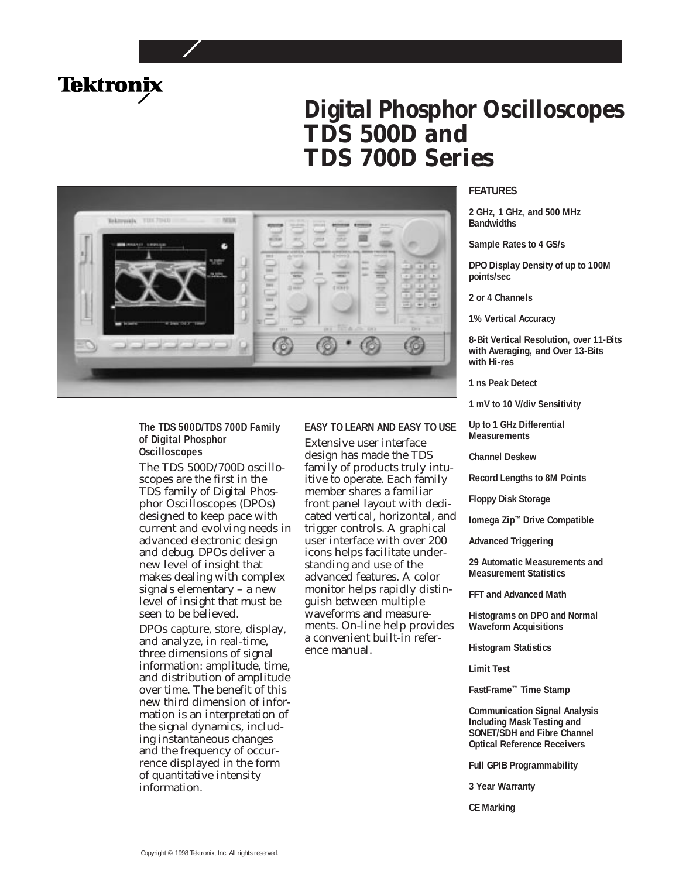Tektronix

# Digital Phosphor Oscilloscopes TDS 500D and TDS 700D Series

### The TDS 500D/TDS 700D Family of Digital Phosphor Oscilloscopes

The TDS 500D/700D oscilloscopes are the first in the TDS family of Digital Phosphor Oscilloscopes (DPOs) designed to keep pace with current and evolving needs in advanced electronic design and debug. DPOs deliver a new level of insight that makes dealing with complex signals elementary – a new level of insight that must be seen to be believed.

DPOs capture, store, display, and analyze, in real-time, three dimensions of signal information: amplitude, time, and distribution of amplitude over time. The benefit of this new third dimension of information is an interpretation of the signal dynamics, including instantaneous changes and the frequency of occurrence displayed in the form of quantitative intensity information.

### EASY TO LEARN AND EASY TO USE

Extensive user interface design has made the TDS family of products truly intuitive to operate. Each family member shares a familiar front panel layout with dedicated vertical, horizontal, and trigger controls. A graphical user interface with over 200 icons helps facilitate understanding and use of the advanced features. A color monitor helps rapidly distinguish between multiple waveforms and measurements. On-line help provides a convenient built-in reference manual.

### FEATURES

**2 GHz, 1 GHz, and 500 MHz Bandwidths**

**Sample Rates to 4 GS/s**

**DPO Display Density of up to 100M points/sec**

**2 or 4 Channels**

**1% Vertical Accuracy**

**8-Bit Vertical Resolution, over 11-Bits with Averaging, and Over 13-Bits with Hi-res**

**1 ns Peak Detect**

**1 mV to 10 V/div Sensitivity**

**Up to 1 GHz Differential Measurements**

**Channel Deskew**

**Record Lengths to 8M Points**

**Floppy Disk Storage**

**Iomega Zip™ Drive Compatible**

**Advanced Triggering**

**29 Automatic Measurements and Measurement Statistics**

**FFT and Advanced Math**

**Histograms on DPO and Normal Waveform Acquisitions**

**Histogram Statistics**

**Limit Test**

**FastFrame™ Time Stamp**

**Communication Signal Analysis Including Mask Testing and SONET/SDH and Fibre Channel Optical Reference Receivers**

**Full GPIB Programmability**

**3 Year Warranty**

**CE Marking**

Copyright © 1998 Tektronix, Inc. All rights reserved.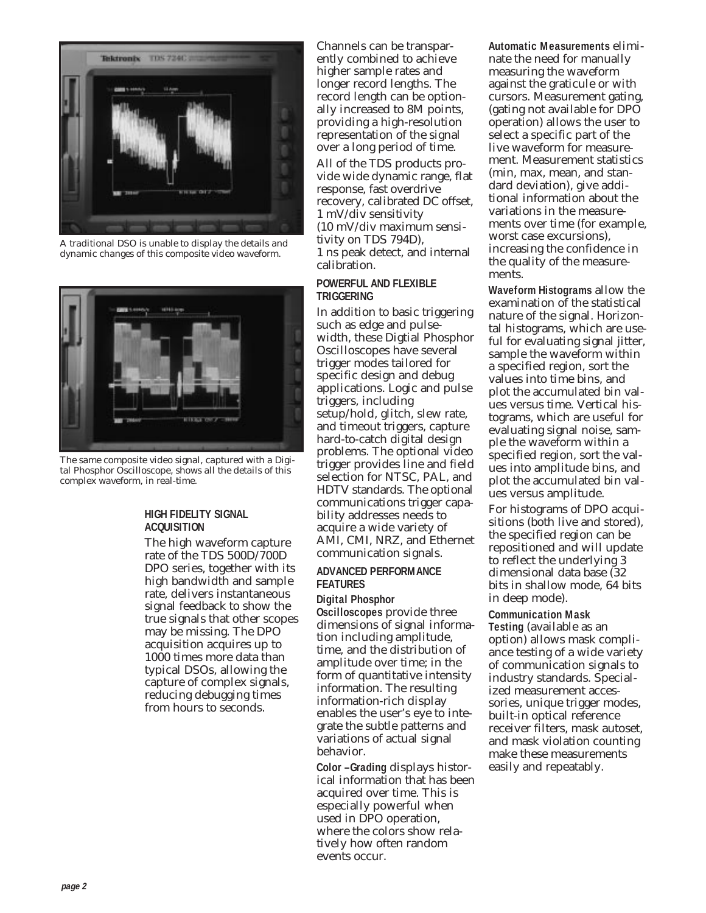A traditional DSO is unable to display the details and dynamic changes of this composite video waveform.

The same composite video signal, captured with a Digital Phosphor Oscilloscope, shows all the details of this complex waveform, in real-time.

## HIGH FIDELITY SIGNAL ACQUISITION

The high waveform capture rate of the TDS 500D/700D DPO series, together with its high bandwidth and sample rate, delivers instantaneous signal feedback to show the true signals that other scopes may be missing. The DPO acquisition acquires up to 1000 times more data than typical DSOs, allowing the capture of complex signals, reducing debugging times from hours to seconds.

Channels can be transparently combined to achieve higher sample rates and longer record lengths. The record length can be optionally increased to 8M points, providing a high-resolution representation of the signal over a long period of time.

All of the TDS products provide wide dynamic range, flat response, fast overdrive recovery, calibrated DC offset, 1 mV/div sensitivity (10 mV/div maximum sensitivity on TDS 794D), 1 ns peak detect, and internal calibration.

## POWERFUL AND FLEXIBLE TRIGGERING

In addition to basic triggering such as edge and pulse-width, these Digtial Phosphor Oscilloscopes have several trigger modes tailored for specific design and debug applications. Logic and pulse triggers, including setup/hold, glitch, slew rate, and timeout triggers, capture hard-to-catch digital design problems. The optional video trigger provides line and field selection for NTSC, PAL, and HDTV standards. The optional communications trigger capability addresses needs to acquire a wide variety of AMI, CMI, NRZ, and Ethernet communication signals.

## ADVANCED PERFORMANCE FEATURES

**Digital Phosphor Oscilloscopes** provide three dimensions of signal information including amplitude, time, and the distribution of amplitude over time; in the form of quantitative intensity information. The resulting information-rich display enables the user's eye to integrate the subtle patterns and variations of actual signal behavior.

**Color –Grading** displays historical information that has been acquired over time. This is especially powerful when used in DPO operation, where the colors show relatively how often random events occur.

**Automatic Measurements** eliminate the need for manually measuring the waveform against the graticule or with cursors. Measurement gating, (gating not available for DPO operation) allows the user to select a specific part of the live waveform for measurement. Measurement statistics (min, max, mean, and standard deviation), give additional information about the variations in the measurements over time (for example, worst case excursions), increasing the confidence in the quality of the measurements.

**Waveform Histograms** allow the examination of the statistical nature of the signal. Horizontal histograms, which are useful for evaluating signal jitter, sample the waveform within a specified region, sort the values into time bins, and plot the accumulated bin values versus time. Vertical histograms, which are useful for evaluating signal noise, sample the waveform within a specified region, sort the values into amplitude bins, and plot the accumulated bin values versus amplitude.

For histograms of DPO acquisitions (both live and stored), the specified region can be repositioned and will update to reflect the underlying 3 dimensional data base (32 bits in shallow mode, 64 bits in deep mode).

**Communication Mask Testing** (available as an option) allows mask compliance testing of a wide variety of communication signals to industry standards. Specialized measurement accessories, unique trigger modes, built-in optical reference receiver filters, mask autoset, and mask violation counting make these measurements easily and repeatably.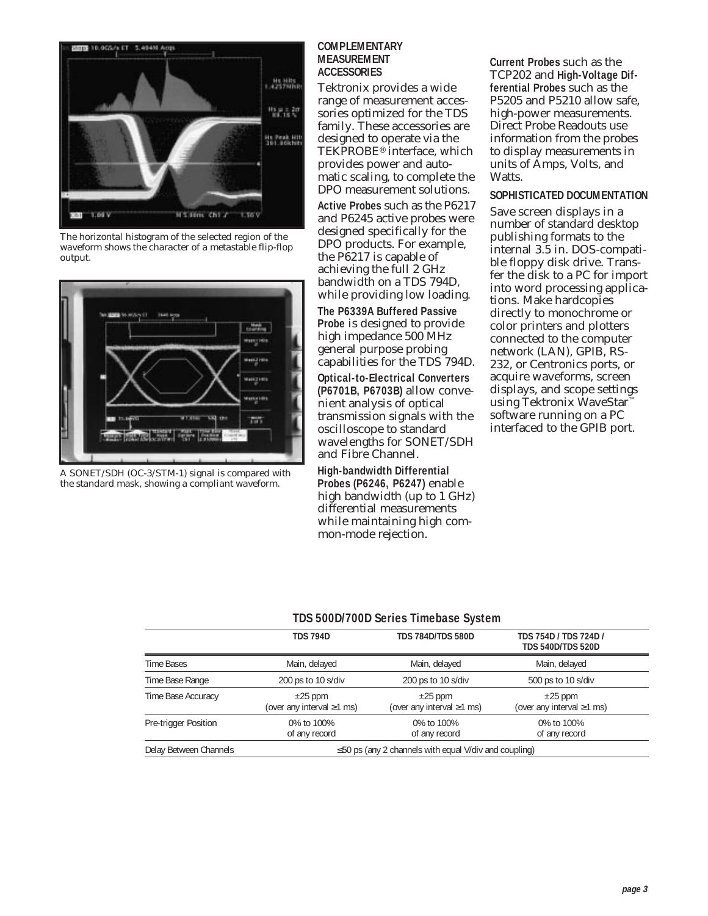The horizontal histogram of the selected region of the waveform shows the character of a metastable flip-flop output.

A SONET/SDH (OC-3/STM-1) signal is compared with the standard mask, showing a compliant waveform.

### COMPLEMENTARY MEASUREMENT ACCESSORIES

Tektronix provides a wide range of measurement accessories optimized for the TDS family. These accessories are designed to operate via the TEKPROBE® interface, which provides power and automatic scaling, to complete the DPO measurement solutions.

**Active Probes** such as the P6217 and P6245 active probes were designed specifically for the DPO products. For example, the P6217 is capable of achieving the full 2 GHz bandwidth on a TDS 794D, while providing low loading.

**The P6339A Buffered Passive Probe** is designed to provide high impedance 500 MHz general purpose probing capabilities for the TDS 794D.

**Optical-to-Electrical Converters (P6701B, P6703B)** allow convenient analysis of optical transmission signals with the oscilloscope to standard wavelengths for SONET/SDH and Fibre Channel.

**High-bandwidth Differential Probes (P6246, P6247)** enable high bandwidth (up to 1 GHz) differential measurements while maintaining high common-mode rejection.

**Current Probes** such as the TCP202 and **High-Voltage Differential Probes** such as the P5205 and P5210 allow safe, high-power measurements. Direct Probe Readouts use information from the probes to display measurements in units of Amps, Volts, and Watts.

### SOPHISTICATED DOCUMENTATION

Save screen displays in a number of standard desktop publishing formats to the internal 3.5 in. DOS-compatible floppy disk drive. Transfer the disk to a PC for import into word processing applications. Make hardcopies directly to monochrome or color printers and plotters connected to the computer network (LAN), GPIB, RS-232, or Centronics ports, or acquire waveforms, screen displays, and scope settings using Tektronix WaveStar™ software running on a PC interfaced to the GPIB port.

### TDS 500D/700D Series Timebase System

| | TDS 794D | TDS 784D/TDS 580D | TDS 754D / TDS 724D / TDS 540D/TDS 520D |
|---|---|---|---|
| Time Bases | Main, delayed | Main, delayed | Main, delayed |
| Time Base Range | 200 ps to 10 s/div | 200 ps to 10 s/div | 500 ps to 10 s/div |
| Time Base Accuracy | ±25 ppm (over any interval ≥1 ms) | ±25 ppm (over any interval ≥1 ms) | ±25 ppm (over any interval ≥1 ms) |
| Pre-trigger Position | 0% to 100% of any record | 0% to 100% of any record | 0% to 100% of any record |
| Delay Between Channels | ≤50 ps (any 2 channels with equal V/div and coupling) | | |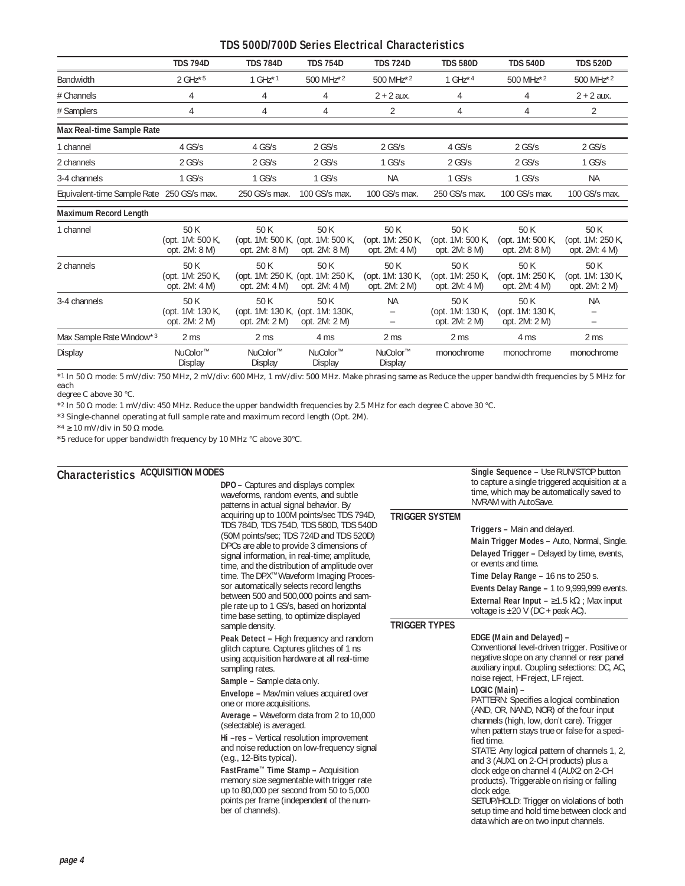## TDS 500D/700D Series Electrical Characteristics

| | TDS 794D | TDS 784D | TDS 754D | TDS 724D | TDS 580D | TDS 540D | TDS 520D |
|---|---|---|---|---|---|---|---|
| Bandwidth | 2 GHz*5 | 1 GHz*1 | 500 MHz*2 | 500 MHz*2 | 1 GHz*4 | 500 MHz*2 | 500 MHz*2 |
| # Channels | 4 | 4 | 4 | 2 + 2 aux. | 4 | 4 | 2 + 2 aux. |
| # Samplers | 4 | 4 | 4 | 2 | 4 | 4 | 2 |
| **Max Real-time Sample Rate** | | | | | | | |
| 1 channel | 4 GS/s | 4 GS/s | 2 GS/s | 2 GS/s | 4 GS/s | 2 GS/s | 2 GS/s |
| 2 channels | 2 GS/s | 2 GS/s | 2 GS/s | 1 GS/s | 2 GS/s | 2 GS/s | 1 GS/s |
| 3-4 channels | 1 GS/s | 1 GS/s | 1 GS/s | NA | 1 GS/s | 1 GS/s | NA |
| Equivalent-time Sample Rate | 250 GS/s max. | 250 GS/s max. | 100 GS/s max. | 100 GS/s max. | 250 GS/s max. | 100 GS/s max. | 100 GS/s max. |
| **Maximum Record Length** | | | | | | | |
| 1 channel | 50 K (opt. 1M: 500 K, opt. 2M: 8 M) | 50 K (opt. 1M: 500 K, opt. 2M: 8 M) | 50 K (opt. 1M: 500 K, opt. 2M: 8 M) | 50 K (opt. 1M: 250 K, opt. 2M: 4 M) | 50 K (opt. 1M: 500 K, opt. 2M: 8 M) | 50 K (opt. 1M: 500 K, opt. 2M: 8 M) | 50 K (opt. 1M: 250 K, opt. 2M: 4 M) |
| 2 channels | 50 K (opt. 1M: 250 K, opt. 2M: 4 M) | 50 K (opt. 1M: 250 K, opt. 2M: 4 M) | 50 K (opt. 1M: 250 K, opt. 2M: 4 M) | 50 K (opt. 1M: 130 K, opt. 2M: 2 M) | 50 K (opt. 1M: 250 K, opt. 2M: 4 M) | 50 K (opt. 1M: 250 K, opt. 2M: 4 M) | 50 K (opt. 1M: 130 K, opt. 2M: 2 M) |
| 3-4 channels | 50 K (opt. 1M: 130 K, opt. 2M: 2 M) | 50 K (opt. 1M: 130 K, opt. 2M: 2 M) | 50 K (opt. 1M: 130K, opt. 2M: 2 M) | NA – – | 50 K (opt. 1M: 130 K, opt. 2M: 2 M) | 50 K (opt. 1M: 130 K, opt. 2M: 2 M) | NA – – |
| Max Sample Rate Window*3 | 2 ms | 2 ms | 4 ms | 2 ms | 2 ms | 4 ms | 2 ms |
| Display | NuColor™ Display | NuColor™ Display | NuColor™ Display | NuColor™ Display | monochrome | monochrome | monochrome |

*1 In 50 Ω mode: 5 mV/div: 750 MHz, 2 mV/div: 600 MHz, 1 mV/div: 500 MHz. Make phrasing same as Reduce the upper bandwidth frequencies by 5 MHz for each degree C above 30 °C.

*2 In 50 Ω mode: 1 mV/div: 450 MHz. Reduce the upper bandwidth frequencies by 2.5 MHz for each degree C above 30 °C.

*3 Single-channel operating at full sample rate and maximum record length (Opt. 2M).

*4 ≥ 10 mV/div in 50 Ω mode.

*5 reduce for upper bandwidth frequency by 10 MHz °C above 30°C.

## Characteristics

### ACQUISITION MODES

**DPO –** Captures and displays complex waveforms, random events, and subtle patterns in actual signal behavior. By acquiring up to 100M points/sec TDS 794D, TDS 784D, TDS 754D, TDS 580D, TDS 540D (50M points/sec; TDS 724D and TDS 520D) DPOs are able to provide 3 dimensions of signal information, in real-time; amplitude, time, and the distribution of amplitude over time. The DPX™ Waveform Imaging Processor automatically selects record lengths between 500 and 500,000 points and sample rate up to 1 GS/s, based on horizontal time base setting, to optimize displayed sample density.

**Peak Detect –** High frequency and random glitch capture. Captures glitches of 1 ns using acquisition hardware at all real-time sampling rates.

**Sample –** Sample data only.

**Envelope –** Max/min values acquired over one or more acquisitions.

**Average –** Waveform data from 2 to 10,000 (selectable) is averaged.

**Hi –res –** Vertical resolution improvement and noise reduction on low-frequency signal (e.g., 12-Bits typical).

**FastFrame™ Time Stamp –** Acquisition memory size segmentable with trigger rate up to 80,000 per second from 50 to 5,000 points per frame (independent of the number of channels).

**Single Sequence –** Use RUN/STOP button to capture a single triggered acquisition at a time, which may be automatically saved to NVRAM with AutoSave.

### TRIGGER SYSTEM

**Triggers –** Main and delayed.

**Main Trigger Modes –** Auto, Normal, Single.

**Delayed Trigger –** Delayed by time, events, or events and time.

**Time Delay Range –** 16 ns to 250 s.

**Events Delay Range –** 1 to 9,999,999 events.

**External Rear Input –** ≥1.5 kΩ ; Max input voltage is ±20 V (DC + peak AC).

### TRIGGER TYPES

**EDGE (Main and Delayed) –**
Conventional level-driven trigger. Positive or negative slope on any channel or rear panel auxiliary input. Coupling selections: DC, AC, noise reject, HF reject, LF reject.

**LOGIC (Main) –**
PATTERN: Specifies a logical combination (AND, OR, NAND, NOR) of the four input channels (high, low, don't care). Trigger when pattern stays true or false for a specified time.
STATE: Any logical pattern of channels 1, 2, and 3 (AUX1 on 2-CH products) plus a clock edge on channel 4 (AUX2 on 2-CH products). Triggerable on rising or falling clock edge.
SETUP/HOLD: Trigger on violations of both setup time and hold time between clock and data which are on two input channels.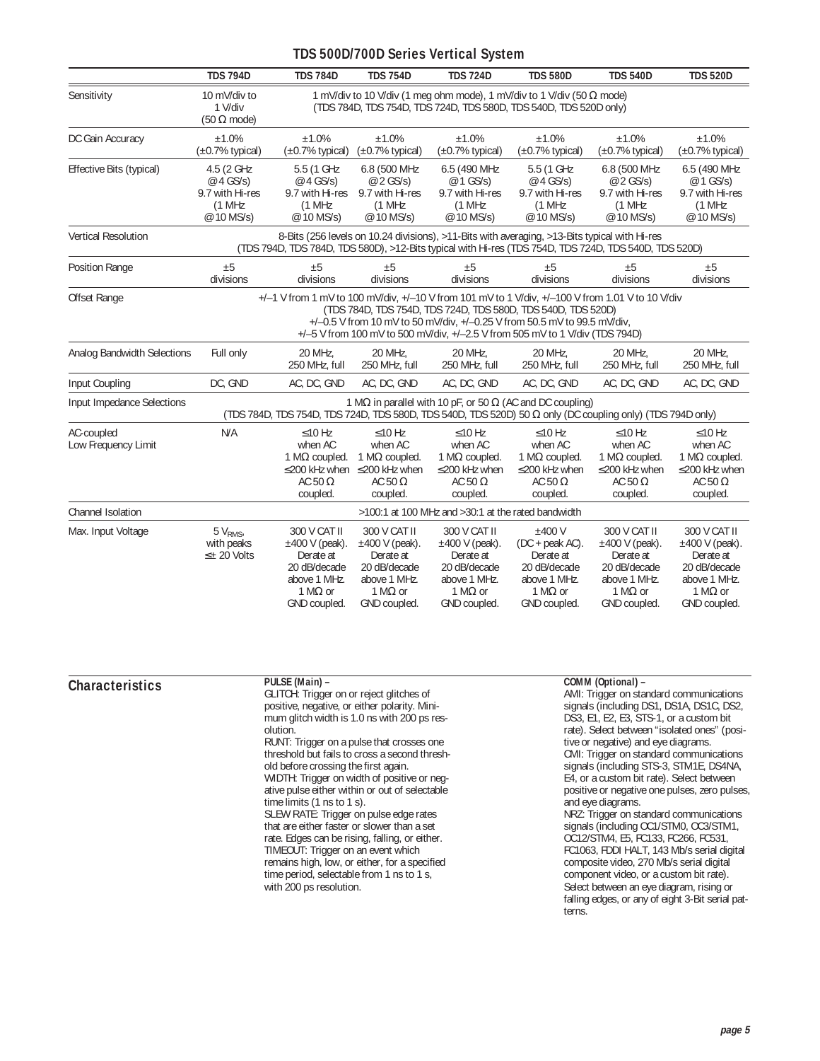## TDS 500D/700D Series Vertical System

| | TDS 794D | TDS 784D | TDS 754D | TDS 724D | TDS 580D | TDS 540D | TDS 520D |
|---|---|---|---|---|---|---|---|
| Sensitivity | 10 mV/div to 1 V/div (50 Ω mode) | 1 mV/div to 10 V/div (1 meg ohm mode), 1 mV/div to 1 V/div (50 Ω mode) (TDS 784D, TDS 754D, TDS 724D, TDS 580D, TDS 540D, TDS 520D only) | | | | | |
| DC Gain Accuracy | ±1.0% (±0.7% typical) | ±1.0% (±0.7% typical) | ±1.0% (±0.7% typical) | ±1.0% (±0.7% typical) | ±1.0% (±0.7% typical) | ±1.0% (±0.7% typical) | ±1.0% (±0.7% typical) |
| Effective Bits (typical) | 4.5 (2 GHz @ 4 GS/s) 9.7 with Hi-res (1 MHz @ 10 MS/s) | 5.5 (1 GHz @ 4 GS/s) 9.7 with Hi-res (1 MHz @ 10 MS/s) | 6.8 (500 MHz @ 2 GS/s) 9.7 with Hi-res (1 MHz @ 10 MS/s) | 6.5 (490 MHz @ 1 GS/s) 9.7 with Hi-res (1 MHz @ 10 MS/s) | 5.5 (1 GHz @ 4 GS/s) 9.7 with Hi-res (1 MHz @ 10 MS/s) | 6.8 (500 MHz @ 2 GS/s) 9.7 with Hi-res (1 MHz @ 10 MS/s) | 6.5 (490 MHz @ 1 GS/s) 9.7 with Hi-res (1 MHz @ 10 MS/s) |
| Vertical Resolution | 8-Bits (256 levels on 10.24 divisions), >11-Bits with averaging, >13-Bits typical with Hi-res (TDS 794D, TDS 784D, TDS 580D), >12-Bits typical with Hi-res (TDS 754D, TDS 724D, TDS 540D, TDS 520D) | | | | | | |
| Position Range | ±5 divisions | ±5 divisions | ±5 divisions | ±5 divisions | ±5 divisions | ±5 divisions | ±5 divisions |
| Offset Range | +/–1 V from 1 mV to 100 mV/div, +/–10 V from 101 mV to 1 V/div, +/–100 V from 1.01 V to 10 V/div (TDS 784D, TDS 754D, TDS 724D, TDS 580D, TDS 540D, TDS 520D) +/–0.5 V from 10 mV to 50 mV/div, +/–0.25 V from 50.5 mV to 99.5 mV/div, +/–5 V from 100 mV to 500 mV/div, +/–2.5 V from 505 mV to 1 V/div (TDS 794D) | | | | | | |
| Analog Bandwidth Selections | Full only | 20 MHz, 250 MHz, full | 20 MHz, 250 MHz, full | 20 MHz, 250 MHz, full | 20 MHz, 250 MHz, full | 20 MHz, 250 MHz, full | 20 MHz, 250 MHz, full |
| Input Coupling | DC, GND | AC, DC, GND | AC, DC, GND | AC, DC, GND | AC, DC, GND | AC, DC, GND | AC, DC, GND |
| Input Impedance Selections | 1 MΩ in parallel with 10 pF, or 50 Ω (AC and DC coupling) (TDS 784D, TDS 754D, TDS 724D, TDS 580D, TDS 540D, TDS 520D) 50 Ω only (DC coupling only) (TDS 794D only) | | | | | | |
| AC-coupled Low Frequency Limit | N/A | ≤10 Hz when AC 1 MΩ coupled. ≤200 kHz when AC 50 Ω coupled. | ≤10 Hz when AC 1 MΩ coupled. ≤200 kHz when AC 50 Ω coupled. | ≤10 Hz when AC 1 MΩ coupled. ≤200 kHz when AC 50 Ω coupled. | ≤10 Hz when AC 1 MΩ coupled. ≤200 kHz when AC 50 Ω coupled. | ≤10 Hz when AC 1 MΩ coupled. ≤200 kHz when AC 50 Ω coupled. | ≤10 Hz when AC 1 MΩ coupled. ≤200 kHz when AC 50 Ω coupled. |
| Channel Isolation | >100:1 at 100 MHz and >30:1 at the rated bandwidth | | | | | | |
| Max. Input Voltage | 5 $V_{RMS}$, with peaks ≤± 20 Volts | 300 V CAT II ±400 V (peak). Derate at 20 dB/decade above 1 MHz. 1 MΩ or GND coupled. | 300 V CAT II ±400 V (peak). Derate at 20 dB/decade above 1 MHz. 1 MΩ or GND coupled. | 300 V CAT II ±400 V (peak). Derate at 20 dB/decade above 1 MHz. 1 MΩ or GND coupled. | ±400 V (DC + peak AC). Derate at 20 dB/decade above 1 MHz. 1 MΩ or GND coupled. | 300 V CAT II ±400 V (peak). Derate at 20 dB/decade above 1 MHz. 1 MΩ or GND coupled. | 300 V CAT II ±400 V (peak). Derate at 20 dB/decade above 1 MHz. 1 MΩ or GND coupled. |

## Characteristics

**PULSE (Main) –**
GLITCH: Trigger on or reject glitches of positive, negative, or either polarity. Minimum glitch width is 1.0 ns with 200 ps resolution.
RUNT: Trigger on a pulse that crosses one threshold but fails to cross a second threshold before crossing the first again.
WIDTH: Trigger on width of positive or negative pulse either within or out of selectable time limits (1 ns to 1 s).
SLEW RATE: Trigger on pulse edge rates that are either faster or slower than a set rate. Edges can be rising, falling, or either.
TIMEOUT: Trigger on an event which remains high, low, or either, for a specified time period, selectable from 1 ns to 1 s, with 200 ps resolution.

**COMM (Optional) –**
AMI: Trigger on standard communications signals (including DS1, DS1A, DS1C, DS2, DS3, E1, E2, E3, STS-1, or a custom bit rate). Select between "isolated ones" (positive or negative) and eye diagrams.
CMI: Trigger on standard communications signals (including STS-3, STM1E, DS4NA, E4, or a custom bit rate). Select between positive or negative one pulses, zero pulses, and eye diagrams.
NRZ: Trigger on standard communications signals (including OC1/STM0, OC3/STM1, OC12/STM4, E5, FC133, FC266, FC531, FC1063, FDDI HALT, 143 Mb/s serial digital composite video, 270 Mb/s serial digital component video, or a custom bit rate). Select between an eye diagram, rising or falling edges, or any of eight 3-Bit serial patterns.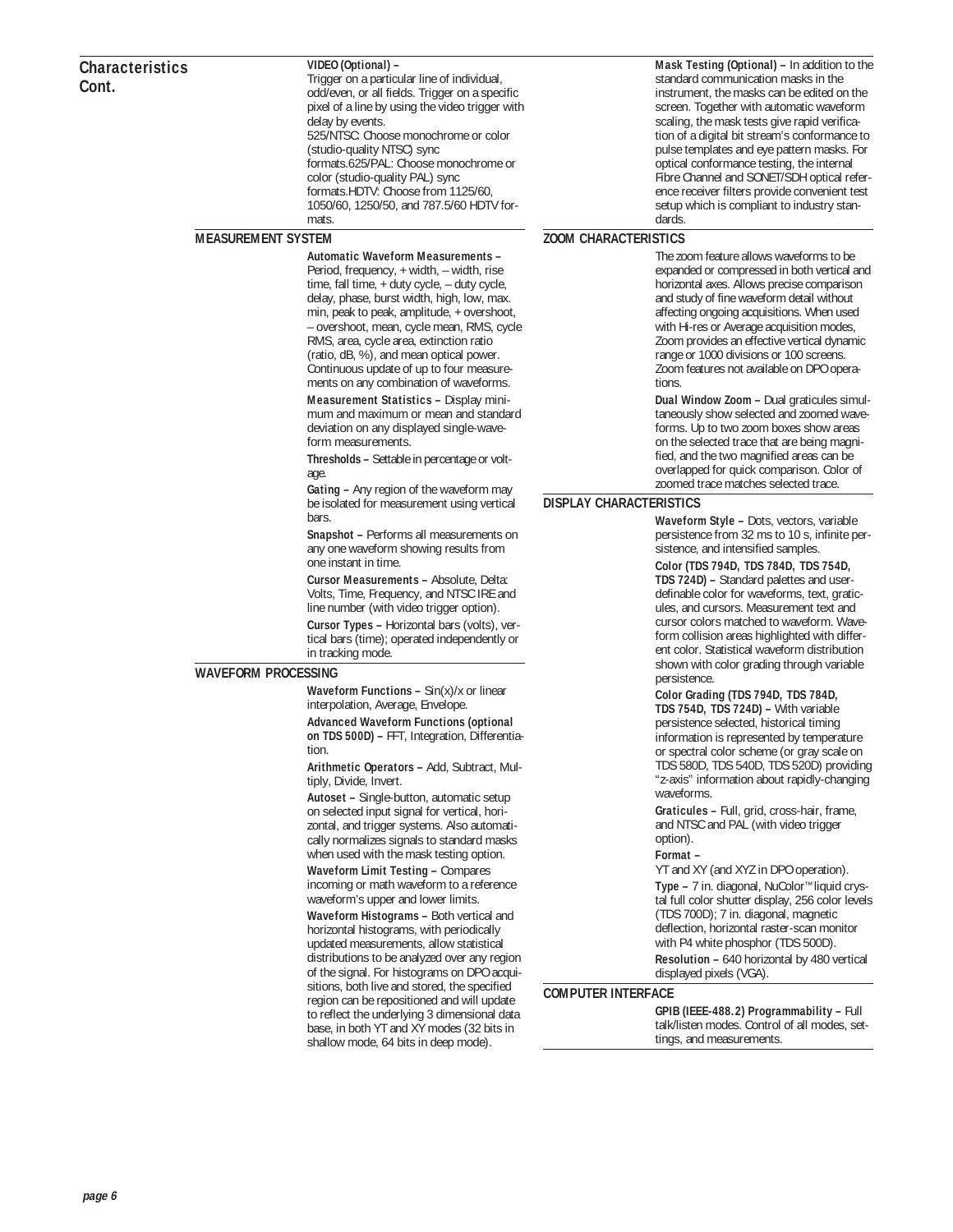## Characteristics Cont.

**VIDEO (Optional) –**
Trigger on a particular line of individual, odd/even, or all fields. Trigger on a specific pixel of a line by using the video trigger with delay by events.
525/NTSC: Choose monochrome or color (studio-quality NTSC) sync formats.625/PAL: Choose monochrome or color (studio-quality PAL) sync formats.HDTV: Choose from 1125/60, 1050/60, 1250/50, and 787.5/60 HDTV formats.

### MEASUREMENT SYSTEM

**Automatic Waveform Measurements –** Period, frequency, + width, – width, rise time, fall time, + duty cycle, – duty cycle, delay, phase, burst width, high, low, max. min, peak to peak, amplitude, + overshoot, – overshoot, mean, cycle mean, RMS, cycle RMS, area, cycle area, extinction ratio (ratio, dB, %), and mean optical power. Continuous update of up to four measurements on any combination of waveforms.

**Measurement Statistics –** Display minimum and maximum or mean and standard deviation on any displayed single-waveform measurements.

**Thresholds –** Settable in percentage or voltage.

**Gating –** Any region of the waveform may be isolated for measurement using vertical bars.

**Snapshot –** Performs all measurements on any one waveform showing results from one instant in time.

**Cursor Measurements –** Absolute, Delta: Volts, Time, Frequency, and NTSC IRE and line number (with video trigger option).

**Cursor Types –** Horizontal bars (volts), vertical bars (time); operated independently or in tracking mode.

### WAVEFORM PROCESSING

**Waveform Functions –** Sin(x)/x or linear interpolation, Average, Envelope.

**Advanced Waveform Functions (optional on TDS 500D) –** FFT, Integration, Differentiation.

**Arithmetic Operators –** Add, Subtract, Multiply, Divide, Invert.

**Autoset –** Single-button, automatic setup on selected input signal for vertical, horizontal, and trigger systems. Also automatically normalizes signals to standard masks when used with the mask testing option.

**Waveform Limit Testing –** Compares incoming or math waveform to a reference waveform's upper and lower limits.

**Waveform Histograms –** Both vertical and horizontal histograms, with periodically updated measurements, allow statistical distributions to be analyzed over any region of the signal. For histograms on DPO acquisitions, both live and stored, the specified region can be repositioned and will update to reflect the underlying 3 dimensional data base, in both YT and XY modes (32 bits in shallow mode, 64 bits in deep mode).

**Mask Testing (Optional) –** In addition to the standard communication masks in the instrument, the masks can be edited on the screen. Together with automatic waveform scaling, the mask tests give rapid verification of a digital bit stream's conformance to pulse templates and eye pattern masks. For optical conformance testing, the internal Fibre Channel and SONET/SDH optical reference receiver filters provide convenient test setup which is compliant to industry standards.

### ZOOM CHARACTERISTICS

The zoom feature allows waveforms to be expanded or compressed in both vertical and horizontal axes. Allows precise comparison and study of fine waveform detail without affecting ongoing acquisitions. When used with Hi-res or Average acquisition modes, Zoom provides an effective vertical dynamic range or 1000 divisions or 100 screens. Zoom features not available on DPO operations.

**Dual Window Zoom –** Dual graticules simultaneously show selected and zoomed waveforms. Up to two zoom boxes show areas on the selected trace that are being magnified, and the two magnified areas can be overlapped for quick comparison. Color of zoomed trace matches selected trace.

### DISPLAY CHARACTERISTICS

**Waveform Style –** Dots, vectors, variable persistence from 32 ms to 10 s, infinite persistence, and intensified samples.

**Color (TDS 794D, TDS 784D, TDS 754D, TDS 724D) –** Standard palettes and user-definable color for waveforms, text, graticules, and cursors. Measurement text and cursor colors matched to waveform. Waveform collision areas highlighted with different color. Statistical waveform distribution shown with color grading through variable persistence.

**Color Grading (TDS 794D, TDS 784D, TDS 754D, TDS 724D) –** With variable persistence selected, historical timing information is represented by temperature or spectral color scheme (or gray scale on TDS 580D, TDS 540D, TDS 520D) providing "z-axis" information about rapidly-changing waveforms.

**Graticules –** Full, grid, cross-hair, frame, and NTSC and PAL (with video trigger option).

**Format –**
YT and XY (and XYZ in DPO operation).

**Type –** 7 in. diagonal, NuColor™ liquid crystal full color shutter display, 256 color levels (TDS 700D); 7 in. diagonal, magnetic deflection, horizontal raster-scan monitor with P4 white phosphor (TDS 500D).

**Resolution –** 640 horizontal by 480 vertical displayed pixels (VGA).

### COMPUTER INTERFACE

**GPIB (IEEE-488.2) Programmability –** Full talk/listen modes. Control of all modes, settings, and measurements.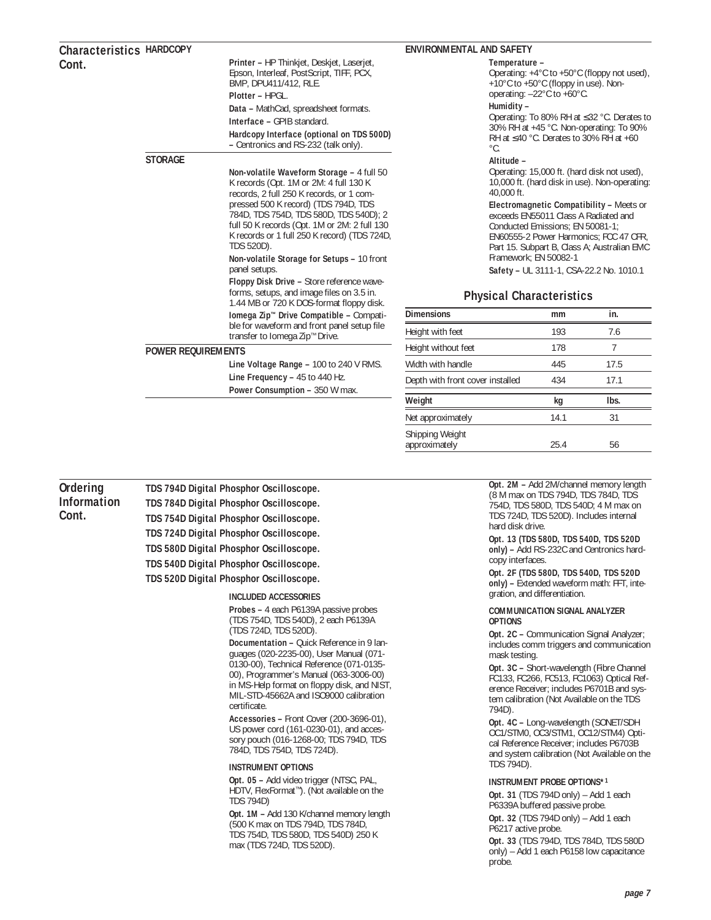## Characteristics Cont.

### HARDCOPY

**Printer –** HP Thinkjet, Deskjet, Laserjet, Epson, Interleaf, PostScript, TIFF, PCX, BMP, DPU411/412, RLE.

**Plotter –** HPGL.

**Data –** MathCad, spreadsheet formats.

**Interface –** GPIB standard.

**Hardcopy Interface (optional on TDS 500D) –** Centronics and RS-232 (talk only).

### STORAGE

**Non-volatile Waveform Storage –** 4 full 50 K records (Opt. 1M or 2M: 4 full 130 K records, 2 full 250 K records, or 1 compressed 500 K record) (TDS 794D, TDS 784D, TDS 754D, TDS 580D, TDS 540D); 2 full 50 K records (Opt. 1M or 2M: 2 full 130 K records or 1 full 250 K record) (TDS 724D, TDS 520D).

**Non-volatile Storage for Setups –** 10 front panel setups.

**Floppy Disk Drive –** Store reference waveforms, setups, and image files on 3.5 in. 1.44 MB or 720 K DOS-format floppy disk.

**Iomega Zip™ Drive Compatible –** Compatible for waveform and front panel setup file transfer to Iomega Zip™ Drive.

### POWER REQUIREMENTS

**Line Voltage Range –** 100 to 240 V RMS.

**Line Frequency –** 45 to 440 Hz.

**Power Consumption –** 350 W max.

### ENVIRONMENTAL AND SAFETY

**Temperature –**
Operating: +4°C to +50°C (floppy not used), +10°C to +50°C (floppy in use). Non-operating: –22°C to +60°C.

**Humidity –**
Operating: To 80% RH at ≤32 °C. Derates to 30% RH at +45 °C. Non-operating: To 90% RH at ≤40 °C. Derates to 30% RH at +60 °C.

**Altitude –**
Operating: 15,000 ft. (hard disk not used), 10,000 ft. (hard disk in use). Non-operating: 40,000 ft.

**Electromagnetic Compatibility –** Meets or exceeds EN55011 Class A Radiated and Conducted Emissions; EN 50081-1; EN60555-2 Power Harmonics; FCC 47 CFR, Part 15. Subpart B, Class A; Australian EMC Framework; EN 50082-1

**Safety –** UL 3111-1, CSA-22.2 No. 1010.1

## Physical Characteristics

| Dimensions | mm | in. |
|---|---|---|
| Height with feet | 193 | 7.6 |
| Height without feet | 178 | 7 |
| Width with handle | 445 | 17.5 |
| Depth with front cover installed | 434 | 17.1 |

| Weight | kg | lbs. |
|---|---|---|
| Net approximately | 14.1 | 31 |
| Shipping Weight approximately | 25.4 | 56 |

## Ordering Information Cont.

**TDS 794D Digital Phosphor Oscilloscope.**

**TDS 784D Digital Phosphor Oscilloscope.**

**TDS 754D Digital Phosphor Oscilloscope.**

**TDS 724D Digital Phosphor Oscilloscope.**

**TDS 580D Digital Phosphor Oscilloscope.**

**TDS 540D Digital Phosphor Oscilloscope.**

**TDS 520D Digital Phosphor Oscilloscope.**

### INCLUDED ACCESSORIES

**Probes –** 4 each P6139A passive probes (TDS 754D, TDS 540D), 2 each P6139A (TDS 724D, TDS 520D).

**Documentation –** Quick Reference in 9 languages (020-2235-00), User Manual (071-0130-00), Technical Reference (071-0135-00), Programmer's Manual (063-3006-00) in MS-Help format on floppy disk, and NIST, MIL-STD-45662A and ISO9000 calibration certificate.

**Accessories –** Front Cover (200-3696-01), US power cord (161-0230-01), and accessory pouch (016-1268-00; TDS 794D, TDS 784D, TDS 754D, TDS 724D).

### INSTRUMENT OPTIONS

**Opt. 05 –** Add video trigger (NTSC, PAL, HDTV, FlexFormat™). (Not available on the TDS 794D)

**Opt. 1M –** Add 130 K/channel memory length (500 K max on TDS 794D, TDS 784D, TDS 754D, TDS 580D, TDS 540D) 250 K max (TDS 724D, TDS 520D).

**Opt. 2M –** Add 2M/channel memory length (8 M max on TDS 794D, TDS 784D, TDS 754D, TDS 580D, TDS 540D; 4 M max on TDS 724D, TDS 520D). Includes internal hard disk drive.

**Opt. 13 (TDS 580D, TDS 540D, TDS 520D only) –** Add RS-232C and Centronics hardcopy interfaces.

**Opt. 2F (TDS 580D, TDS 540D, TDS 520D only) –** Extended waveform math: FFT, integration, and differentiation.

### COMMUNICATION SIGNAL ANALYZER OPTIONS

**Opt. 2C –** Communication Signal Analyzer; includes comm triggers and communication mask testing.

**Opt. 3C –** Short-wavelength (Fibre Channel FC133, FC266, FC513, FC1063) Optical Reference Receiver; includes P6701B and system calibration (Not Available on the TDS 794D).

**Opt. 4C –** Long-wavelength (SONET/SDH OC1/STM0, OC3/STM1, OC12/STM4) Optical Reference Receiver; includes P6703B and system calibration (Not Available on the TDS 794D).

### INSTRUMENT PROBE OPTIONS*[1]

**Opt. 31** (TDS 794D only) – Add 1 each P6339A buffered passive probe.

**Opt. 32** (TDS 794D only) – Add 1 each P6217 active probe.

**Opt. 33** (TDS 794D, TDS 784D, TDS 580D only) – Add 1 each P6158 low capacitance probe.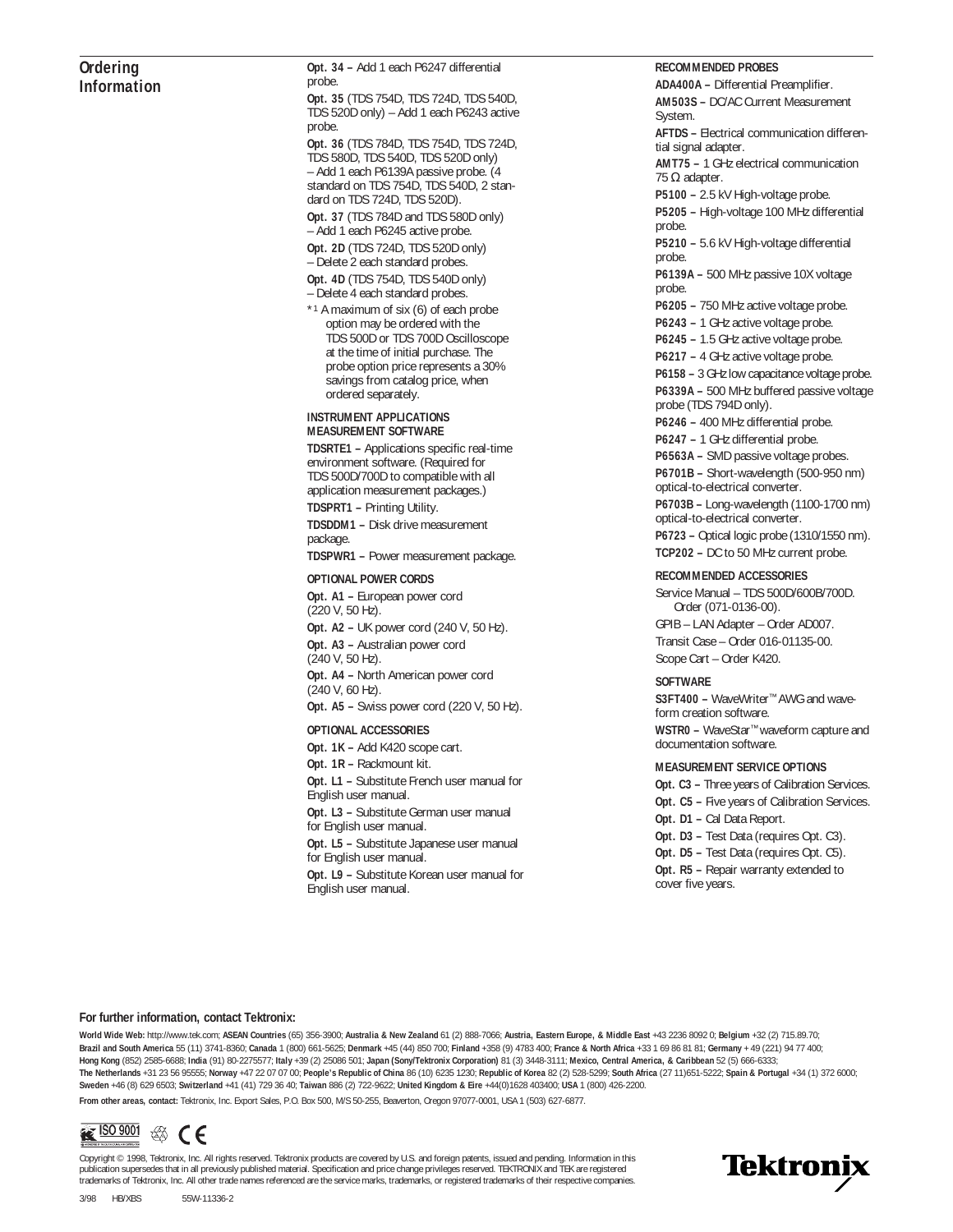## Ordering Information

**Opt. 34 –** Add 1 each P6247 differential probe.

**Opt. 35** (TDS 754D, TDS 724D, TDS 540D, TDS 520D only) – Add 1 each P6243 active probe.

**Opt. 36** (TDS 784D, TDS 754D, TDS 724D, TDS 580D, TDS 540D, TDS 520D only) – Add 1 each P6139A passive probe. (4 standard on TDS 754D, TDS 540D, 2 standard on TDS 724D, TDS 520D).

**Opt. 37** (TDS 784D and TDS 580D only) – Add 1 each P6245 active probe.

**Opt. 2D** (TDS 724D, TDS 520D only) – Delete 2 each standard probes.

**Opt. 4D** (TDS 754D, TDS 540D only) – Delete 4 each standard probes.

*[1] A maximum of six (6) of each probe option may be ordered with the TDS 500D or TDS 700D Oscilloscope at the time of initial purchase. The probe option price represents a 30% savings from catalog price, when ordered separately.

### INSTRUMENT APPLICATIONS MEASUREMENT SOFTWARE

**TDSRTE1 –** Applications specific real-time environment software. (Required for TDS 500D/700D to compatible with all application measurement packages.)

**TDSPRT1 –** Printing Utility.

**TDSDDM1 –** Disk drive measurement package.

**TDSPWR1 –** Power measurement package.

### OPTIONAL POWER CORDS

**Opt. A1 –** European power cord (220 V, 50 Hz).

**Opt. A2 –** UK power cord (240 V, 50 Hz).

**Opt. A3 –** Australian power cord (240 V, 50 Hz).

**Opt. A4 –** North American power cord (240 V, 60 Hz).

**Opt. A5 –** Swiss power cord (220 V, 50 Hz).

### OPTIONAL ACCESSORIES

**Opt. 1K –** Add K420 scope cart.

**Opt. 1R –** Rackmount kit.

**Opt. L1 –** Substitute French user manual for English user manual.

**Opt. L3 –** Substitute German user manual for English user manual.

**Opt. L5 –** Substitute Japanese user manual for English user manual.

**Opt. L9 –** Substitute Korean user manual for English user manual.

### RECOMMENDED PROBES

**ADA400A –** Differential Preamplifier.

**AM503S –** DC/AC Current Measurement System.

**AFTDS –** Electrical communication differential signal adapter.

**AMT75 –** 1 GHz electrical communication 75 Ω adapter.

**P5100 –** 2.5 kV High-voltage probe.

**P5205 –** High-voltage 100 MHz differential probe.

**P5210 –** 5.6 kV High-voltage differential probe.

**P6139A –** 500 MHz passive 10X voltage probe.

**P6205 –** 750 MHz active voltage probe.

**P6243 –** 1 GHz active voltage probe.

**P6245 –** 1.5 GHz active voltage probe.

**P6217 –** 4 GHz active voltage probe.

**P6158 –** 3 GHz low capacitance voltage probe.

**P6339A –** 500 MHz buffered passive voltage probe (TDS 794D only).

**P6246 –** 400 MHz differential probe.

**P6247 –** 1 GHz differential probe.

**P6563A –** SMD passive voltage probes.

**P6701B –** Short-wavelength (500-950 nm) optical-to-electrical converter.

**P6703B –** Long-wavelength (1100-1700 nm) optical-to-electrical converter.

**P6723 –** Optical logic probe (1310/1550 nm).

**TCP202 –** DC to 50 MHz current probe.

### RECOMMENDED ACCESSORIES

Service Manual – TDS 500D/600B/700D. Order (071-0136-00).

GPIB – LAN Adapter – Order AD007.

Transit Case – Order 016-01135-00.

Scope Cart – Order K420.

### SOFTWARE

**S3FT400 –** WaveWriter™ AWG and waveform creation software.

**WSTR0 –** WaveStar™ waveform capture and documentation software.

### MEASUREMENT SERVICE OPTIONS

**Opt. C3 –** Three years of Calibration Services.

**Opt. C5 –** Five years of Calibration Services.

**Opt. D1 –** Cal Data Report.

**Opt. D3 –** Test Data (requires Opt. C3).

**Opt. D5 –** Test Data (requires Opt. C5).

**Opt. R5 –** Repair warranty extended to cover five years.

**For further information, contact Tektronix:**

**World Wide Web:** http://www.tek.com; **ASEAN Countries** (65) 356-3900; **Australia & New Zealand** 61 (2) 888-7066; **Austria, Eastern Europe, & Middle East** +43 2236 8092 0; **Belgium** +32 (2) 715.89.70; **Brazil and South America** 55 (11) 3741-8360; **Canada** 1 (800) 661-5625; **Denmark** +45 (44) 850 700; **Finland** +358 (9) 4783 400; **France & North Africa** +33 1 69 86 81 81; **Germany** + 49 (221) 94 77 400; **Hong Kong** (852) 2585-6688; **India** (91) 80-2275577; **Italy** +39 (2) 25086 501; **Japan (Sony/Tektronix Corporation)** 81 (3) 3448-3111; **Mexico, Central America, & Caribbean** 52 (5) 666-6333; **The Netherlands** +31 23 56 95555; **Norway** +47 22 07 07 00; **People's Republic of China** 86 (10) 6235 1230; **Republic of Korea** 82 (2) 528-5299; **South Africa** (27 11)651-5222; **Spain & Portugal** +34 (1) 372 6000; **Sweden** +46 (8) 629 6503; **Switzerland** +41 (41) 729 36 40; **Taiwan** 886 (2) 722-9622; **United Kingdom & Eire** +44(0)1628 403400; **USA** 1 (800) 426-2200.

**From other areas, contact:** Tektronix, Inc. Export Sales, P.O. Box 500, M/S 50-255, Beaverton, Oregon 97077-0001, USA 1 (503) 627-6877.

ISO 9001

Copyright © 1998, Tektronix, Inc. All rights reserved. Tektronix products are covered by U.S. and foreign patents, issued and pending. Information in this publication supersedes that in all previously published material. Specification and price change privileges reserved. TEKTRONIX and TEK are registered trademarks of Tektronix, Inc. All other trade names referenced are the service marks, trademarks, or registered trademarks of their respective companies.

Tektronix

3/98 HB/XBS 55W-11336-2